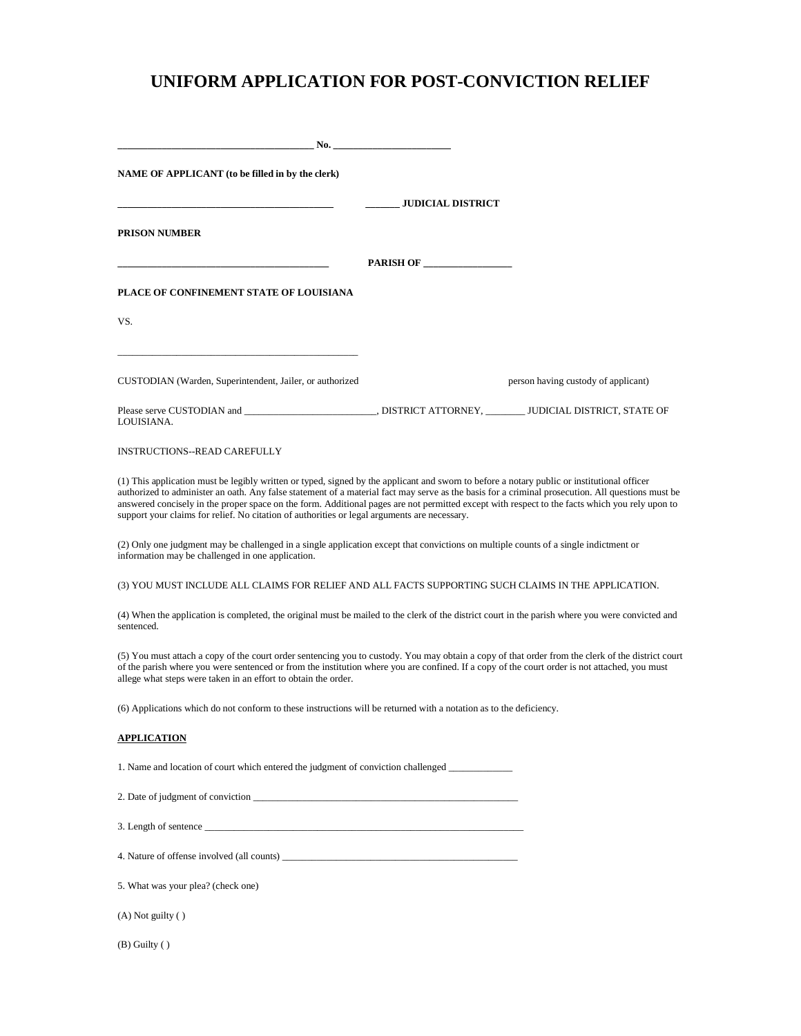# UNIFORM APPLICATION FOR POST-CONVICTION RELIEF

**______________________________________ No. _______________________**

**NAME OF APPLICANT (to be filled in by the clerk)**

**____________________________________________ _______ JUDICIAL DISTRICT**

**PRISON NUMBER**

**__________________________________________ PARISH OF _________________**

**PLACE OF CONFINEMENT STATE OF LOUISIANA**

VS.

_________________________________________________

CUSTODIAN (Warden, Superintendent, Jailer, or authorized person having custody of applicant)

Please serve CUSTODIAN and __________________________, DISTRICT ATTORNEY, ________ JUDICIAL DISTRICT, STATE OF LOUISIANA.

INSTRUCTIONS--READ CAREFULLY

(1) This application must be legibly written or typed, signed by the applicant and sworn to before a notary public or institutional officer authorized to administer an oath. Any false statement of a material fact may serve as the basis for a criminal prosecution. All questions must be answered concisely in the proper space on the form. Additional pages are not permitted except with respect to the facts which you rely upon to support your claims for relief. No citation of authorities or legal arguments are necessary.

(2) Only one judgment may be challenged in a single application except that convictions on multiple counts of a single indictment or information may be challenged in one application.

(3) YOU MUST INCLUDE ALL CLAIMS FOR RELIEF AND ALL FACTS SUPPORTING SUCH CLAIMS IN THE APPLICATION.

(4) When the application is completed, the original must be mailed to the clerk of the district court in the parish where you were convicted and sentenced.

(5) You must attach a copy of the court order sentencing you to custody. You may obtain a copy of that order from the clerk of the district court of the parish where you were sentenced or from the institution where you are confined. If a copy of the court order is not attached, you must allege what steps were taken in an effort to obtain the order.

(6) Applications which do not conform to these instructions will be returned with a notation as to the deficiency.

**<u>APPLICATION</u>**

1. Name and location of court which entered the judgment of conviction challenged _____________

2. Date of judgment of conviction _______________________________________________________

3. Length of sentence ____________________________________________________________________

4. Nature of offense involved (all counts) _________________________________________________

5. What was your plea? (check one)

(A) Not guilty ( )

(B) Guilty ( )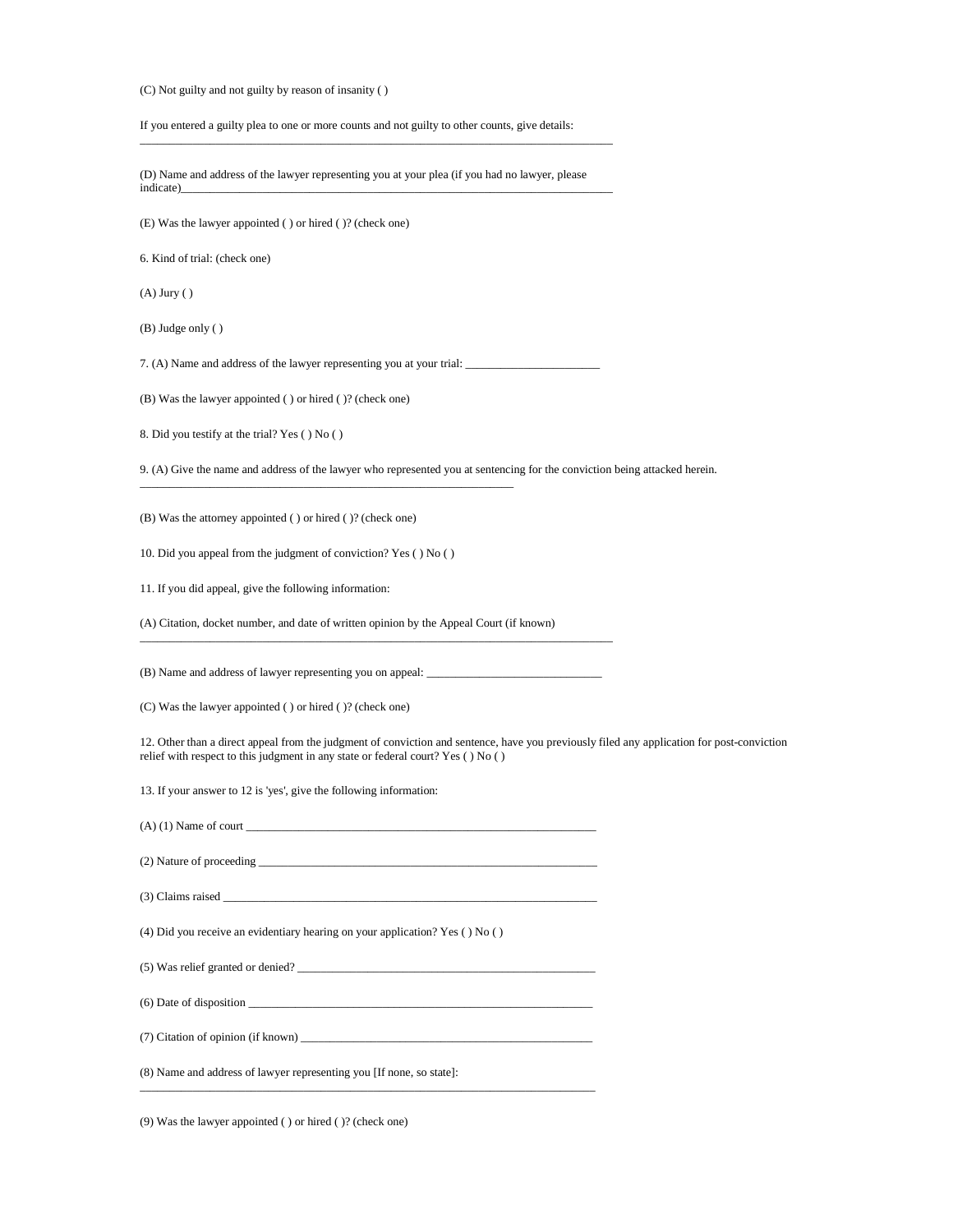(C) Not guilty and not guilty by reason of insanity ( )

If you entered a guilty plea to one or more counts and not guilty to other counts, give details: \_\_\_\_\_\_\_\_\_\_\_\_\_\_\_\_\_\_\_\_\_\_\_\_\_\_\_\_\_\_\_\_\_\_\_\_\_\_\_\_\_\_\_\_\_\_\_\_\_\_\_\_\_\_\_\_\_\_\_\_\_\_\_\_\_\_\_\_\_\_\_\_\_\_\_\_\_\_

(D) Name and address of the lawyer representing you at your plea (if you had no lawyer, please indicate)\_\_\_\_\_\_\_\_\_\_\_\_\_\_\_\_\_\_\_\_\_\_\_\_\_\_\_\_\_\_\_\_\_\_\_\_\_\_\_\_\_\_\_\_\_\_\_\_\_\_\_\_\_\_\_\_\_\_\_\_\_\_\_\_\_\_\_\_\_\_

(E) Was the lawyer appointed ( ) or hired ( )? (check one)

6. Kind of trial: (check one)

(A) Jury ( )

(B) Judge only ( )

7. (A) Name and address of the lawyer representing you at your trial: \_\_\_\_\_\_\_\_\_\_\_\_\_\_\_\_\_\_\_\_\_\_\_

(B) Was the lawyer appointed ( ) or hired ( )? (check one)

8. Did you testify at the trial? Yes ( ) No ( )

9. (A) Give the name and address of the lawyer who represented you at sentencing for the conviction being attacked herein. \_\_\_\_\_\_\_\_\_\_\_\_\_\_\_\_\_\_\_\_\_\_\_\_\_\_\_\_\_\_\_\_\_\_\_\_\_\_\_\_\_\_\_\_\_\_\_\_\_\_\_\_\_\_\_\_\_\_\_\_\_\_\_\_

(B) Was the attorney appointed ( ) or hired ( )? (check one)

10. Did you appeal from the judgment of conviction? Yes ( ) No ( )

11. If you did appeal, give the following information:

(A) Citation, docket number, and date of written opinion by the Appeal Court (if known) \_\_\_\_\_\_\_\_\_\_\_\_\_\_\_\_\_\_\_\_\_\_\_\_\_\_\_\_\_\_\_\_\_\_\_\_\_\_\_\_\_\_\_\_\_\_\_\_\_\_\_\_\_\_\_\_\_\_\_\_\_\_\_\_\_\_\_\_\_\_\_\_\_\_\_\_\_\_

(B) Name and address of lawyer representing you on appeal: \_\_\_\_\_\_\_\_\_\_\_\_\_\_\_\_\_\_\_\_\_\_\_\_\_\_\_\_\_\_

(C) Was the lawyer appointed ( ) or hired ( )? (check one)

12. Other than a direct appeal from the judgment of conviction and sentence, have you previously filed any application for post-conviction relief with respect to this judgment in any state or federal court? Yes ( ) No ( )

13. If your answer to 12 is 'yes', give the following information:

(A) (1) Name of court \_\_\_\_\_\_\_\_\_\_\_\_\_\_\_\_\_\_\_\_\_\_\_\_\_\_\_\_\_\_\_\_\_\_\_\_\_\_\_\_\_\_\_\_\_\_\_\_\_\_\_\_\_\_\_\_\_\_\_\_\_\_

(2) Nature of proceeding \_\_\_\_\_\_\_\_\_\_\_\_\_\_\_\_\_\_\_\_\_\_\_\_\_\_\_\_\_\_\_\_\_\_\_\_\_\_\_\_\_\_\_\_\_\_\_\_\_\_\_\_\_\_\_\_\_\_\_\_

(3) Claims raised \_\_\_\_\_\_\_\_\_\_\_\_\_\_\_\_\_\_\_\_\_\_\_\_\_\_\_\_\_\_\_\_\_\_\_\_\_\_\_\_\_\_\_\_\_\_\_\_\_\_\_\_\_\_\_\_\_\_\_\_\_\_\_\_\_\_

(4) Did you receive an evidentiary hearing on your application? Yes ( ) No ( )

(5) Was relief granted or denied? \_\_\_\_\_\_\_\_\_\_\_\_\_\_\_\_\_\_\_\_\_\_\_\_\_\_\_\_\_\_\_\_\_\_\_\_\_\_\_\_\_\_\_\_\_\_\_\_\_\_\_\_

(6) Date of disposition \_\_\_\_\_\_\_\_\_\_\_\_\_\_\_\_\_\_\_\_\_\_\_\_\_\_\_\_\_\_\_\_\_\_\_\_\_\_\_\_\_\_\_\_\_\_\_\_\_\_\_\_\_\_\_\_\_\_\_\_\_

(7) Citation of opinion (if known) \_\_\_\_\_\_\_\_\_\_\_\_\_\_\_\_\_\_\_\_\_\_\_\_\_\_\_\_\_\_\_\_\_\_\_\_\_\_\_\_\_\_\_\_\_\_\_\_\_\_\_\_

(8) Name and address of lawyer representing you [If none, so state]: \_\_\_\_\_\_\_\_\_\_\_\_\_\_\_\_\_\_\_\_\_\_\_\_\_\_\_\_\_\_\_\_\_\_\_\_\_\_\_\_\_\_\_\_\_\_\_\_\_\_\_\_\_\_\_\_\_\_\_\_\_\_\_\_\_\_\_\_\_\_\_\_\_\_\_\_\_

(9) Was the lawyer appointed ( ) or hired ( )? (check one)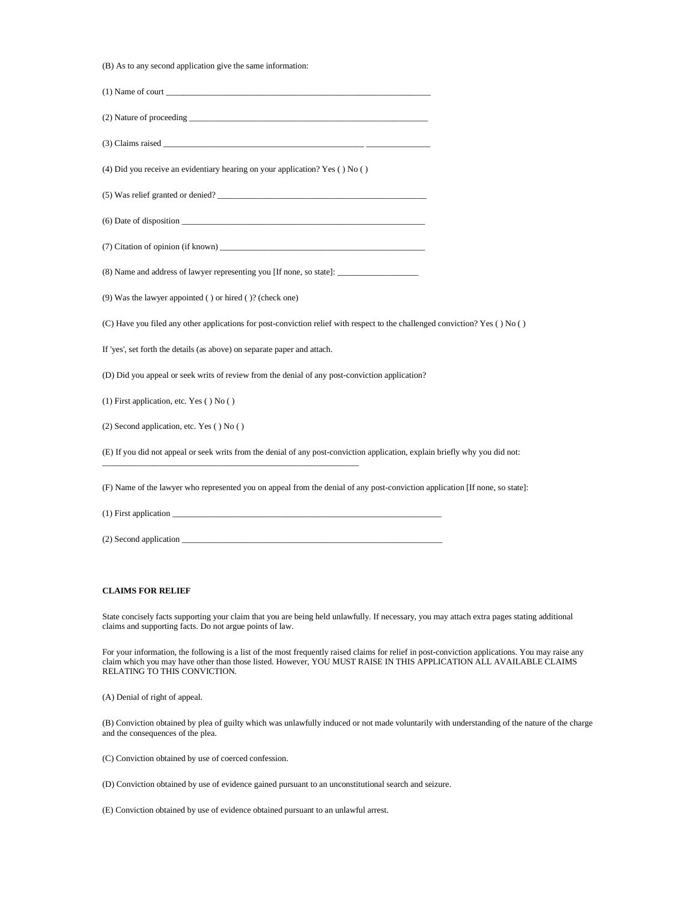(B) As to any second application give the same information:

(1) Name of court ________________________________________________________________

(2) Nature of proceeding __________________________________________________________

(3) Claims raised ________________________________________________ _______________

(4) Did you receive an evidentiary hearing on your application? Yes ( ) No ( )

(5) Was relief granted or denied? ___________________________________________________

(6) Date of disposition ___________________________________________________________

(7) Citation of opinion (if known) __________________________________________________

(8) Name and address of lawyer representing you [If none, so state]: ___________________

(9) Was the lawyer appointed ( ) or hired ( )? (check one)

(C) Have you filed any other applications for post-conviction relief with respect to the challenged conviction? Yes ( ) No ( )

If 'yes', set forth the details (as above) on separate paper and attach.

(D) Did you appeal or seek writs of review from the denial of any post-conviction application?

(1) First application, etc. Yes ( ) No ( )

(2) Second application, etc. Yes ( ) No ( )

(E) If you did not appeal or seek writs from the denial of any post-conviction application, explain briefly why you did not:
______________________________________________________________

(F) Name of the lawyer who represented you on appeal from the denial of any post-conviction application [If none, so state]:

(1) First application _________________________________________________________________

(2) Second application _______________________________________________________________

**CLAIMS FOR RELIEF**

State concisely facts supporting your claim that you are being held unlawfully. If necessary, you may attach extra pages stating additional claims and supporting facts. Do not argue points of law.

For your information, the following is a list of the most frequently raised claims for relief in post-conviction applications. You may raise any claim which you may have other than those listed. However, YOU MUST RAISE IN THIS APPLICATION ALL AVAILABLE CLAIMS RELATING TO THIS CONVICTION.

(A) Denial of right of appeal.

(B) Conviction obtained by plea of guilty which was unlawfully induced or not made voluntarily with understanding of the nature of the charge and the consequences of the plea.

(C) Conviction obtained by use of coerced confession.

(D) Conviction obtained by use of evidence gained pursuant to an unconstitutional search and seizure.

(E) Conviction obtained by use of evidence obtained pursuant to an unlawful arrest.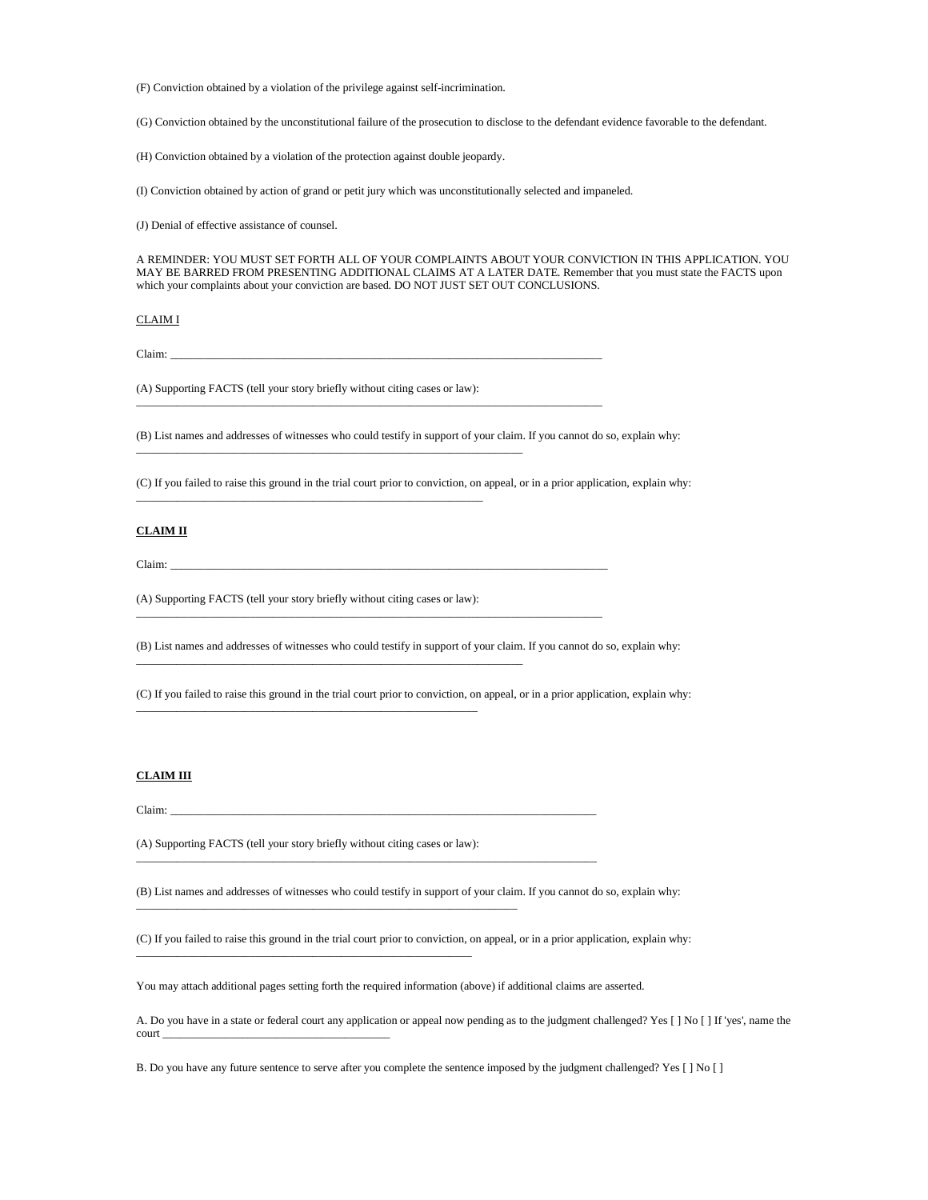(F) Conviction obtained by a violation of the privilege against self-incrimination.

(G) Conviction obtained by the unconstitutional failure of the prosecution to disclose to the defendant evidence favorable to the defendant.

(H) Conviction obtained by a violation of the protection against double jeopardy.

(I) Conviction obtained by action of grand or petit jury which was unconstitutionally selected and impaneled.

(J) Denial of effective assistance of counsel.

A REMINDER: YOU MUST SET FORTH ALL OF YOUR COMPLAINTS ABOUT YOUR CONVICTION IN THIS APPLICATION. YOU MAY BE BARRED FROM PRESENTING ADDITIONAL CLAIMS AT A LATER DATE. Remember that you must state the FACTS upon which your complaints about your conviction are based. DO NOT JUST SET OUT CONCLUSIONS.

CLAIM I

Claim: ________________________________________________________________________________

(A) Supporting FACTS (tell your story briefly without citing cases or law):
________________________________________________________________________________

(B) List names and addresses of witnesses who could testify in support of your claim. If you cannot do so, explain why:
__________________________________________________________________

(C) If you failed to raise this ground in the trial court prior to conviction, on appeal, or in a prior application, explain why:
___________________________________________________________

**CLAIM II**

Claim: ________________________________________________________________________________

(A) Supporting FACTS (tell your story briefly without citing cases or law):
________________________________________________________________________________

(B) List names and addresses of witnesses who could testify in support of your claim. If you cannot do so, explain why:
__________________________________________________________________

(C) If you failed to raise this ground in the trial court prior to conviction, on appeal, or in a prior application, explain why:
___________________________________________________________

**CLAIM III**

Claim: ________________________________________________________________________________

(A) Supporting FACTS (tell your story briefly without citing cases or law):
________________________________________________________________________________

(B) List names and addresses of witnesses who could testify in support of your claim. If you cannot do so, explain why:
__________________________________________________________________

(C) If you failed to raise this ground in the trial court prior to conviction, on appeal, or in a prior application, explain why:
___________________________________________________________

You may attach additional pages setting forth the required information (above) if additional claims are asserted.

A. Do you have in a state or federal court any application or appeal now pending as to the judgment challenged? Yes [ ] No [ ] If 'yes', name the court ________________________________________

B. Do you have any future sentence to serve after you complete the sentence imposed by the judgment challenged? Yes [ ] No [ ]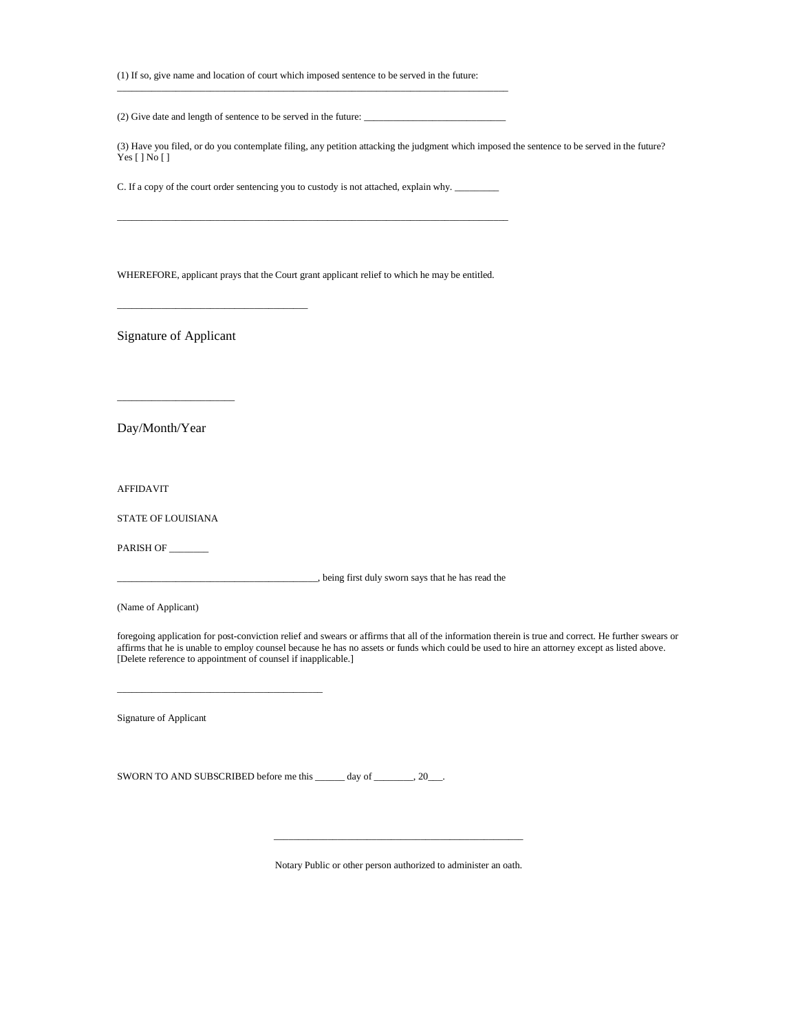(1) If so, give name and location of court which imposed sentence to be served in the future:
___________________________________________________________________________________

(2) Give date and length of sentence to be served in the future: _____________________________

(3) Have you filed, or do you contemplate filing, any petition attacking the judgment which imposed the sentence to be served in the future? Yes [ ] No [ ]

C. If a copy of the court order sentencing you to custody is not attached, explain why. _________

___________________________________________________________________________________

WHEREFORE, applicant prays that the Court grant applicant relief to which he may be entitled.

_____________________________________

Signature of Applicant

______________________

Day/Month/Year

AFFIDAVIT

STATE OF LOUISIANA

PARISH OF ________

_________________________________________, being first duly sworn says that he has read the

(Name of Applicant)

foregoing application for post-conviction relief and swears or affirms that all of the information therein is true and correct. He further swears or affirms that he is unable to employ counsel because he has no assets or funds which could be used to hire an attorney except as listed above. [Delete reference to appointment of counsel if inapplicable.]

________________________________________

Signature of Applicant

SWORN TO AND SUBSCRIBED before me this ______ day of ________, 20___.

____________________________________________________

Notary Public or other person authorized to administer an oath.